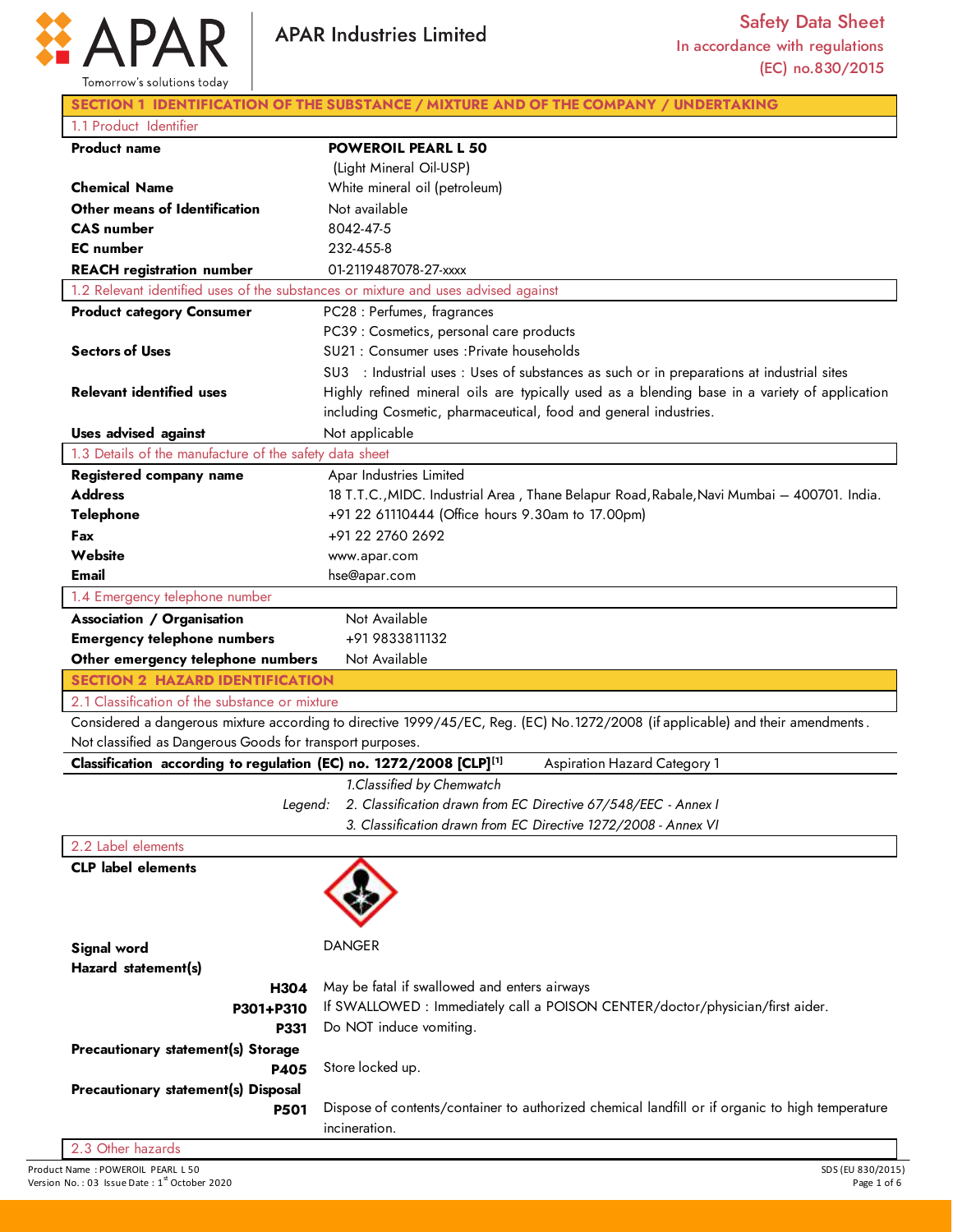APAR Industries Limited

**Safety Data Sheet**
In accordance with regulations (EC) no.830/2015

## SECTION 1 IDENTIFICATION OF THE SUBSTANCE / MIXTURE AND OF THE COMPANY / UNDERTAKING

### 1.1 Product Identifier

| | |
|---|---|
| **Product name** | **POWEROIL PEARL L 50** (Light Mineral Oil-USP) |
| **Chemical Name** | White mineral oil (petroleum) |
| **Other means of Identification** | Not available |
| **CAS number** | 8042-47-5 |
| **EC number** | 232-455-8 |
| **REACH registration number** | 01-2119487078-27-xxxx |

### 1.2 Relevant identified uses of the substances or mixture and uses advised against

| | |
|---|---|
| **Product category Consumer** | PC28 : Perfumes, fragrances<br>PC39 : Cosmetics, personal care products |
| **Sectors of Uses** | SU21 : Consumer uses :Private households<br>SU3 : Industrial uses : Uses of substances as such or in preparations at industrial sites |
| **Relevant identified uses** | Highly refined mineral oils are typically used as a blending base in a variety of application including Cosmetic, pharmaceutical, food and general industries. |
| **Uses advised against** | Not applicable |

### 1.3 Details of the manufacture of the safety data sheet

| | |
|---|---|
| **Registered company name** | Apar Industries Limited |
| **Address** | 18 T.T.C.,MIDC. Industrial Area , Thane Belapur Road,Rabale,Navi Mumbai – 400701. India. |
| **Telephone** | +91 22 61110444 (Office hours 9.30am to 17.00pm) |
| **Fax** | +91 22 2760 2692 |
| **Website** | www.apar.com |
| **Email** | hse@apar.com |

### 1.4 Emergency telephone number

| | |
|---|---|
| **Association / Organisation** | Not Available |
| **Emergency telephone numbers** | +91 9833811132 |
| **Other emergency telephone numbers** | Not Available |

## SECTION 2 HAZARD IDENTIFICATION

### 2.1 Classification of the substance or mixture

Considered a dangerous mixture according to directive 1999/45/EC, Reg. (EC) No.1272/2008 (if applicable) and their amendments. Not classified as Dangerous Goods for transport purposes.

**Classification according to regulation (EC) no. 1272/2008 [CLP][1]** Aspiration Hazard Category 1

*Legend:*
*1.Classified by Chemwatch*
*2. Classification drawn from EC Directive 67/548/EEC - Annex I*
*3. Classification drawn from EC Directive 1272/2008 - Annex VI*

### 2.2 Label elements

**CLP label elements**

**Signal word** DANGER

**Hazard statement(s)**

| | |
|---|---|
| **H304** | May be fatal if swallowed and enters airways |
| **P301+P310** | If SWALLOWED : Immediately call a POISON CENTER/doctor/physician/first aider. |
| **P331** | Do NOT induce vomiting. |

**Precautionary statement(s) Storage**

| | |
|---|---|
| **P405** | Store locked up. |

**Precautionary statement(s) Disposal**

| | |
|---|---|
| **P501** | Dispose of contents/container to authorized chemical landfill or if organic to high temperature incineration. |

### 2.3 Other hazards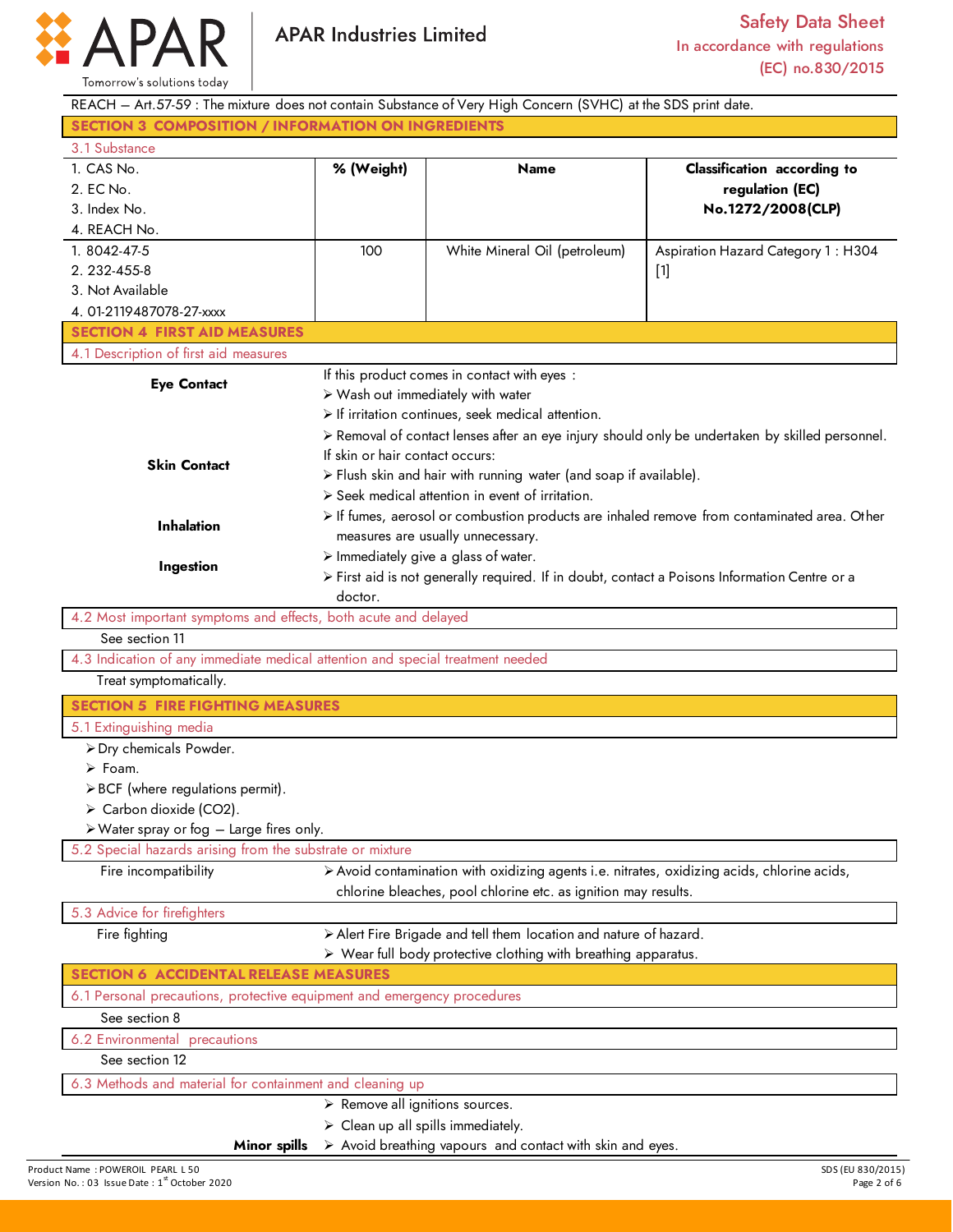REACH – Art.57-59 : The mixture does not contain Substance of Very High Concern (SVHC) at the SDS print date.

## SECTION 3 COMPOSITION / INFORMATION ON INGREDIENTS

### 3.1 Substance

| 1. CAS No.<br>2. EC No.<br>3. Index No.<br>4. REACH No. | % (Weight) | Name | Classification according to regulation (EC) No.1272/2008(CLP) |
|---|---|---|---|
| 1. 8042-47-5<br>2. 232-455-8<br>3. Not Available<br>4. 01-2119487078-27-xxxx | 100 | White Mineral Oil (petroleum) | Aspiration Hazard Category 1 : H304 [1] |

## SECTION 4 FIRST AID MEASURES

### 4.1 Description of first aid measures

**Eye Contact**

If this product comes in contact with eyes :

- Wash out immediately with water
- If irritation continues, seek medical attention.
- Removal of contact lenses after an eye injury should only be undertaken by skilled personnel.

**Skin Contact**

If skin or hair contact occurs:

- Flush skin and hair with running water (and soap if available).
- Seek medical attention in event of irritation.

**Inhalation**

- If fumes, aerosol or combustion products are inhaled remove from contaminated area. Other measures are usually unnecessary.

**Ingestion**

- Immediately give a glass of water.
- First aid is not generally required. If in doubt, contact a Poisons Information Centre or a doctor.

### 4.2 Most important symptoms and effects, both acute and delayed

See section 11

### 4.3 Indication of any immediate medical attention and special treatment needed

Treat symptomatically.

## SECTION 5 FIRE FIGHTING MEASURES

### 5.1 Extinguishing media

- Dry chemicals Powder.
- Foam.
- BCF (where regulations permit).
- Carbon dioxide ($CO_2$).
- Water spray or fog – Large fires only.

### 5.2 Special hazards arising from the substrate or mixture

**Fire incompatibility**

- Avoid contamination with oxidizing agents i.e. nitrates, oxidizing acids, chlorine acids, chlorine bleaches, pool chlorine etc. as ignition may results.

### 5.3 Advice for firefighters

**Fire fighting**

- Alert Fire Brigade and tell them location and nature of hazard.
- Wear full body protective clothing with breathing apparatus.

## SECTION 6 ACCIDENTAL RELEASE MEASURES

### 6.1 Personal precautions, protective equipment and emergency procedures

See section 8

### 6.2 Environmental precautions

See section 12

### 6.3 Methods and material for containment and cleaning up

**Minor spills**

- Remove all ignitions sources.
- Clean up all spills immediately.
- Avoid breathing vapours and contact with skin and eyes.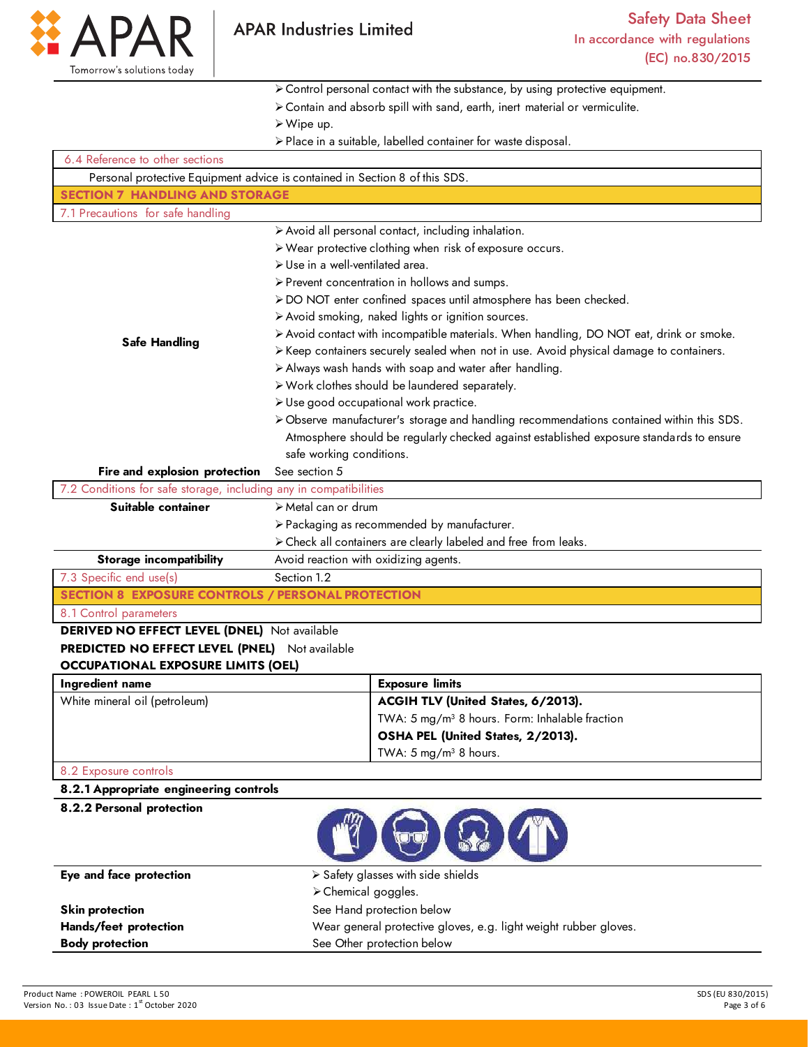- Control personal contact with the substance, by using protective equipment.
- Contain and absorb spill with sand, earth, inert material or vermiculite.
- Wipe up.
- Place in a suitable, labelled container for waste disposal.

### 6.4 Reference to other sections

Personal protective Equipment advice is contained in Section 8 of this SDS.

## SECTION 7 HANDLING AND STORAGE

### 7.1 Precautions for safe handling

**Safe Handling**

- Avoid all personal contact, including inhalation.
- Wear protective clothing when risk of exposure occurs.
- Use in a well-ventilated area.
- Prevent concentration in hollows and sumps.
- DO NOT enter confined spaces until atmosphere has been checked.
- Avoid smoking, naked lights or ignition sources.
- Avoid contact with incompatible materials. When handling, DO NOT eat, drink or smoke.
- Keep containers securely sealed when not in use. Avoid physical damage to containers.
- Always wash hands with soap and water after handling.
- Work clothes should be laundered separately.
- Use good occupational work practice.
- Observe manufacturer's storage and handling recommendations contained within this SDS. Atmosphere should be regularly checked against established exposure standards to ensure safe working conditions.

**Fire and explosion protection** See section 5

### 7.2 Conditions for safe storage, including any in compatibilities

**Suitable container**

- Metal can or drum
- Packaging as recommended by manufacturer.
- Check all containers are clearly labeled and free from leaks.

**Storage incompatibility** Avoid reaction with oxidizing agents.

### 7.3 Specific end use(s)

Section 1.2

## SECTION 8 EXPOSURE CONTROLS / PERSONAL PROTECTION

### 8.1 Control parameters

**DERIVED NO EFFECT LEVEL (DNEL)** Not available

**PREDICTED NO EFFECT LEVEL (PNEL)** Not available

**OCCUPATIONAL EXPOSURE LIMITS (OEL)**

| Ingredient name | Exposure limits |
|---|---|
| White mineral oil (petroleum) | **ACGIH TLV (United States, 6/2013).**<br>TWA: 5 mg/m³ 8 hours. Form: Inhalable fraction<br>**OSHA PEL (United States, 2/2013).**<br>TWA: 5 mg/m³ 8 hours. |

### 8.2 Exposure controls

**8.2.1 Appropriate engineering controls**

**8.2.2 Personal protection**

**Eye and face protection**

- Safety glasses with side shields
- Chemical goggles.

**Skin protection** See Hand protection below

**Hands/feet protection** Wear general protective gloves, e.g. light weight rubber gloves.

**Body protection** See Other protection below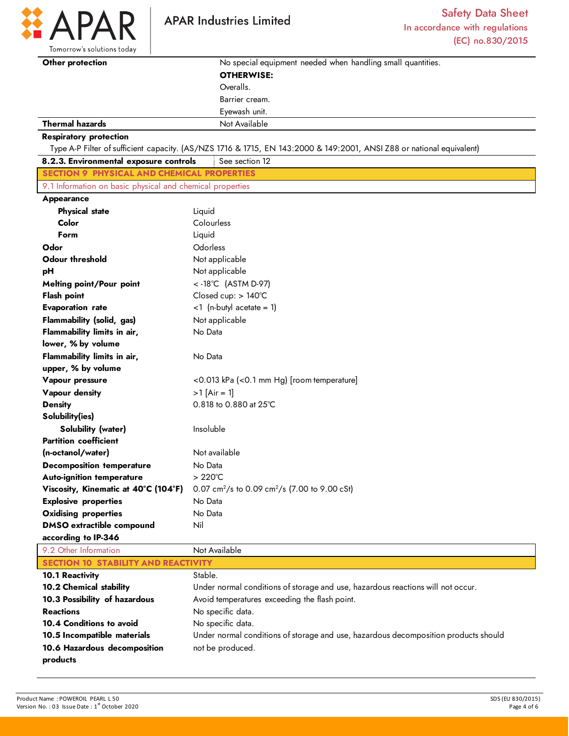| | |
|---|---|
| **Other protection** | No special equipment needed when handling small quantities.<br>**OTHERWISE:**<br>Overalls.<br>Barrier cream.<br>Eyewash unit. |
| **Thermal hazards** | Not Available |

**Respiratory protection**

Type A-P Filter of sufficient capacity. (AS/NZS 1716 & 1715, EN 143:2000 & 149:2001, ANSI Z88 or national equivalent)

| | |
|---|---|
| **8.2.3. Environmental exposure controls** | See section 12 |

## SECTION 9 PHYSICAL AND CHEMICAL PROPERTIES

### 9.1 Information on basic physical and chemical properties

| | |
|---|---|
| **Appearance** | |
| **Physical state** | Liquid |
| **Color** | Colourless |
| **Form** | Liquid |
| **Odor** | Odorless |
| **Odour threshold** | Not applicable |
| **pH** | Not applicable |
| **Melting point/Pour point** | < -18°C (ASTM D-97) |
| **Flash point** | Closed cup: > 140°C |
| **Evaporation rate** | <1 (n-butyl acetate = 1) |
| **Flammability (solid, gas)** | Not applicable |
| **Flammability limits in air, lower, % by volume** | No Data |
| **Flammability limits in air, upper, % by volume** | No Data |
| **Vapour pressure** | <0.013 kPa (<0.1 mm Hg) [room temperature] |
| **Vapour density** | >1 [Air = 1] |
| **Density** | 0.818 to 0.880 at 25°C |
| **Solubility(ies)** | |
| **Solubility (water)** | Insoluble |
| **Partition coefficient (n-octanol/water)** | Not available |
| **Decomposition temperature** | No Data |
| **Auto-ignition temperature** | > 220°C |
| **Viscosity, Kinematic at 40°C (104°F)** | 0.07 $cm^2/s$ to 0.09 $cm^2/s$ (7.00 to 9.00 cSt) |
| **Explosive properties** | No Data |
| **Oxidising properties** | No Data |
| **DMSO extractible compound according to IP-346** | Nil |

| | |
|---|---|
| 9.2 Other Information | Not Available |

## SECTION 10 STABILITY AND REACTIVITY

| | |
|---|---|
| **10.1 Reactivity** | Stable. |
| **10.2 Chemical stability** | Under normal conditions of storage and use, hazardous reactions will not occur. |
| **10.3 Possibility of hazardous Reactions** | Avoid temperatures exceeding the flash point. |
| **10.4 Conditions to avoid** | No specific data. |
| **10.5 Incompatible materials** | No specific data. |
| **10.6 Hazardous decomposition products** | Under normal conditions of storage and use, hazardous decomposition products should not be produced. |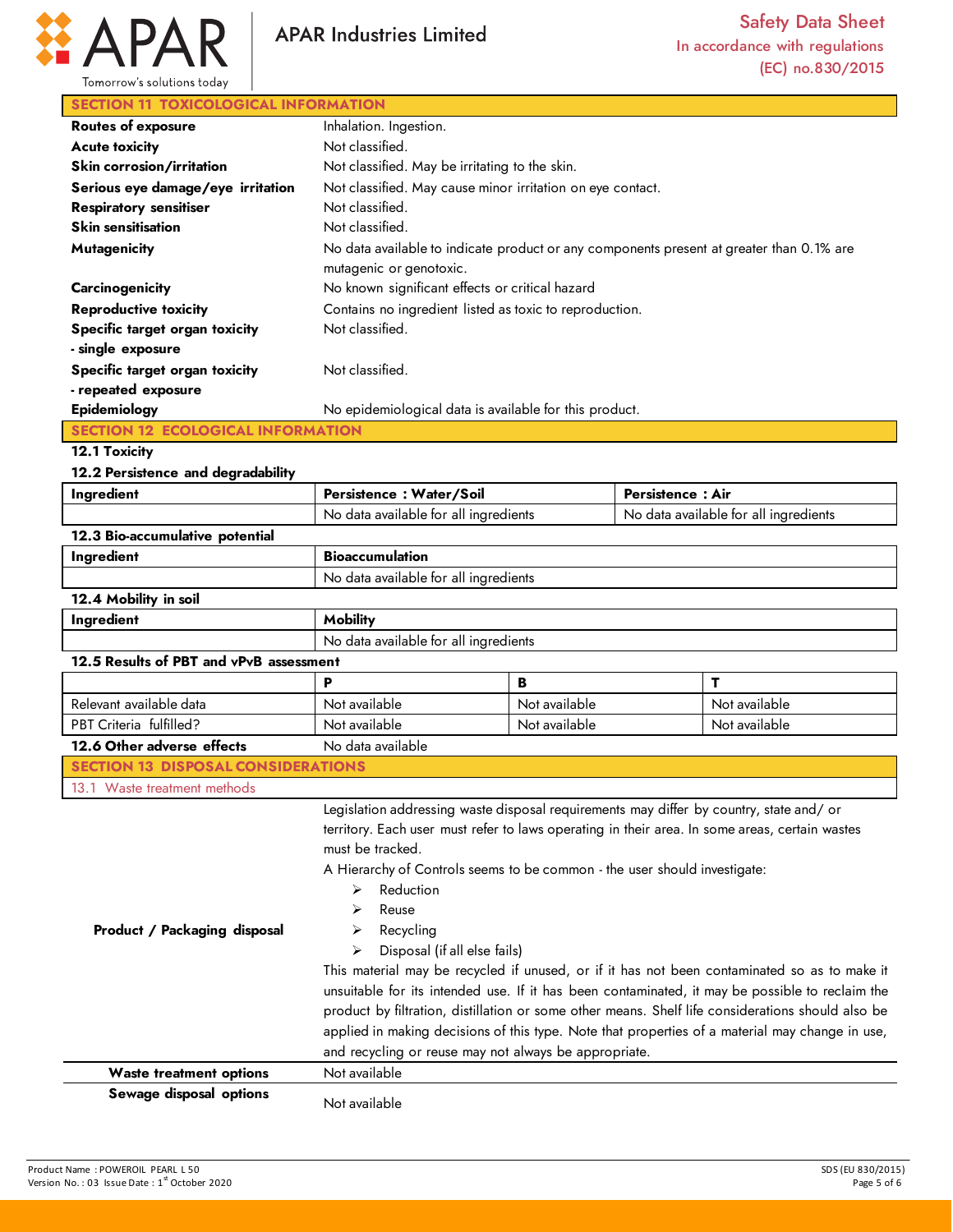## SECTION 11 TOXICOLOGICAL INFORMATION

| | |
|---|---|
| **Routes of exposure** | Inhalation. Ingestion. |
| **Acute toxicity** | Not classified. |
| **Skin corrosion/irritation** | Not classified. May be irritating to the skin. |
| **Serious eye damage/eye irritation** | Not classified. May cause minor irritation on eye contact. |
| **Respiratory sensitiser** | Not classified. |
| **Skin sensitisation** | Not classified. |
| **Mutagenicity** | No data available to indicate product or any components present at greater than 0.1% are mutagenic or genotoxic. |
| **Carcinogenicity** | No known significant effects or critical hazard |
| **Reproductive toxicity** | Contains no ingredient listed as toxic to reproduction. |
| **Specific target organ toxicity - single exposure** | Not classified. |
| **Specific target organ toxicity - repeated exposure** | Not classified. |
| **Epidemiology** | No epidemiological data is available for this product. |

## SECTION 12 ECOLOGICAL INFORMATION

**12.1 Toxicity**

**12.2 Persistence and degradability**

| Ingredient | Persistence : Water/Soil | Persistence : Air |
|---|---|---|
| | No data available for all ingredients | No data available for all ingredients |

**12.3 Bio-accumulative potential**

| Ingredient | Bioaccumulation |
|---|---|
| | No data available for all ingredients |

**12.4 Mobility in soil**

| Ingredient | Mobility |
|---|---|
| | No data available for all ingredients |

**12.5 Results of PBT and vPvB assessment**

| | P | B | T |
|---|---|---|---|
| Relevant available data | Not available | Not available | Not available |
| PBT Criteria fulfilled? | Not available | Not available | Not available |

**12.6 Other adverse effects** No data available

## SECTION 13 DISPOSAL CONSIDERATIONS

13.1 Waste treatment methods

**Product / Packaging disposal**

Legislation addressing waste disposal requirements may differ by country, state and/ or territory. Each user must refer to laws operating in their area. In some areas, certain wastes must be tracked.

A Hierarchy of Controls seems to be common - the user should investigate:

- Reduction
- Reuse
- Recycling
- Disposal (if all else fails)

This material may be recycled if unused, or if it has not been contaminated so as to make it unsuitable for its intended use. If it has been contaminated, it may be possible to reclaim the product by filtration, distillation or some other means. Shelf life considerations should also be applied in making decisions of this type. Note that properties of a material may change in use, and recycling or reuse may not always be appropriate.

| | |
|---|---|
| **Waste treatment options** | Not available |
| **Sewage disposal options** | Not available |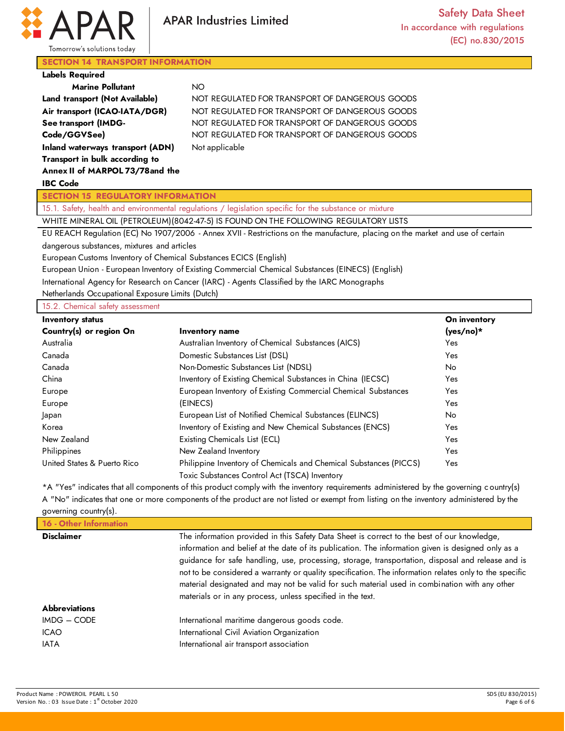## SECTION 14 TRANSPORT INFORMATION

| | |
|---|---|
| **Labels Required** | |
| **Marine Pollutant** | NO |
| **Land transport (Not Available)** | NOT REGULATED FOR TRANSPORT OF DANGEROUS GOODS |
| **Air transport (ICAO-IATA/DGR)** | NOT REGULATED FOR TRANSPORT OF DANGEROUS GOODS |
| **See transport (IMDG-Code/GGVSee)** | NOT REGULATED FOR TRANSPORT OF DANGEROUS GOODS |
| | NOT REGULATED FOR TRANSPORT OF DANGEROUS GOODS |
| **Inland waterways transport (ADN)** | Not applicable |
| **Transport in bulk according to Annex II of MARPOL 73/78and the IBC Code** | |

## SECTION 15 REGULATORY INFORMATION

### 15.1. Safety, health and environmental regulations / legislation specific for the substance or mixture

WHITE MINERAL OIL (PETROLEUM)(8042-47-5) IS FOUND ON THE FOLLOWING REGULATORY LISTS

EU REACH Regulation (EC) No 1907/2006 - Annex XVII - Restrictions on the manufacture, placing on the market and use of certain dangerous substances, mixtures and articles

European Customs Inventory of Chemical Substances ECICS (English)

European Union - European Inventory of Existing Commercial Chemical Substances (EINECS) (English)

International Agency for Research on Cancer (IARC) - Agents Classified by the IARC Monographs

Netherlands Occupational Exposure Limits (Dutch)

### 15.2. Chemical safety assessment

**Inventory status**

| Country(s) or region On | Inventory name | On inventory (yes/no)* |
|---|---|---|
| Australia | Australian Inventory of Chemical Substances (AICS) | Yes |
| Canada | Domestic Substances List (DSL) | Yes |
| Canada | Non-Domestic Substances List (NDSL) | No |
| China | Inventory of Existing Chemical Substances in China (IECSC) | Yes |
| Europe | European Inventory of Existing Commercial Chemical Substances | Yes |
| Europe | (EINECS) | Yes |
| Japan | European List of Notified Chemical Substances (ELINCS) | No |
| Korea | Inventory of Existing and New Chemical Substances (ENCS) | Yes |
| New Zealand | Existing Chemicals List (ECL) | Yes |
| Philippines | New Zealand Inventory | Yes |
| United States & Puerto Rico | Philippine Inventory of Chemicals and Chemical Substances (PICCS) | Yes |
| | Toxic Substances Control Act (TSCA) Inventory | |

*A "Yes" indicates that all components of this product comply with the inventory requirements administered by the governing country(s) A "No" indicates that one or more components of the product are not listed or exempt from listing on the inventory administered by the governing country(s).

## 16 - Other Information

**Disclaimer**

The information provided in this Safety Data Sheet is correct to the best of our knowledge, information and belief at the date of its publication. The information given is designed only as a guidance for safe handling, use, processing, storage, transportation, disposal and release and is not to be considered a warranty or quality specification. The information relates only to the specific material designated and may not be valid for such material used in combination with any other materials or in any process, unless specified in the text.

**Abbreviations**

| | |
|---|---|
| IMDG – CODE | International maritime dangerous goods code. |
| ICAO | International Civil Aviation Organization |
| IATA | International air transport association |